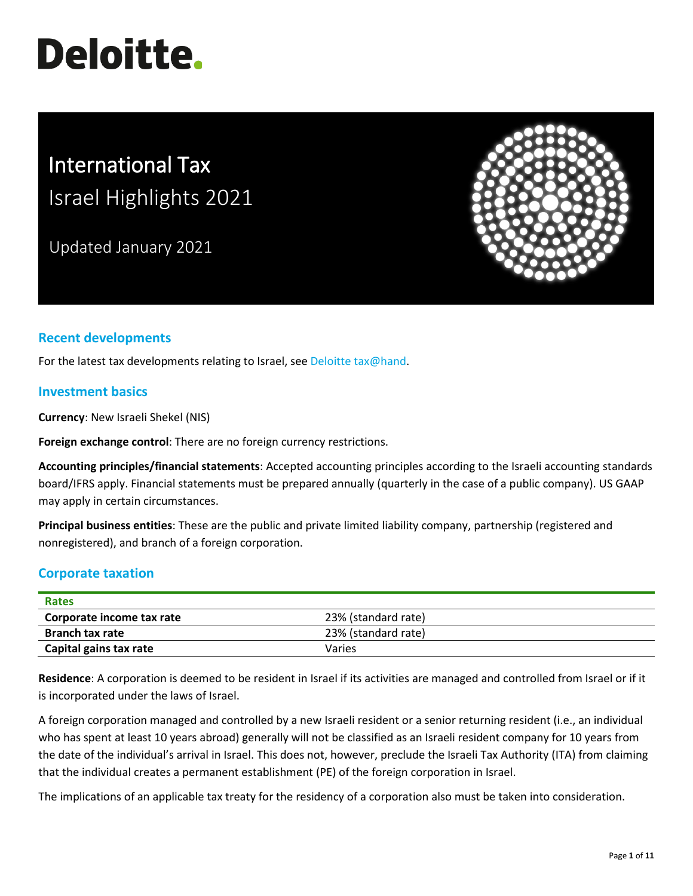# Deloitte.

# International Tax
## Israel Highlights 2021

Updated January 2021

## Recent developments

For the latest tax developments relating to Israel, see Deloitte tax@hand.

## Investment basics

**Currency**: New Israeli Shekel (NIS)

**Foreign exchange control**: There are no foreign currency restrictions.

**Accounting principles/financial statements**: Accepted accounting principles according to the Israeli accounting standards board/IFRS apply. Financial statements must be prepared annually (quarterly in the case of a public company). US GAAP may apply in certain circumstances.

**Principal business entities**: These are the public and private limited liability company, partnership (registered and nonregistered), and branch of a foreign corporation.

## Corporate taxation

| Rates | |
|---|---|
| **Corporate income tax rate** | 23% (standard rate) |
| **Branch tax rate** | 23% (standard rate) |
| **Capital gains tax rate** | Varies |

**Residence**: A corporation is deemed to be resident in Israel if its activities are managed and controlled from Israel or if it is incorporated under the laws of Israel.

A foreign corporation managed and controlled by a new Israeli resident or a senior returning resident (i.e., an individual who has spent at least 10 years abroad) generally will not be classified as an Israeli resident company for 10 years from the date of the individual's arrival in Israel. This does not, however, preclude the Israeli Tax Authority (ITA) from claiming that the individual creates a permanent establishment (PE) of the foreign corporation in Israel.

The implications of an applicable tax treaty for the residency of a corporation also must be taken into consideration.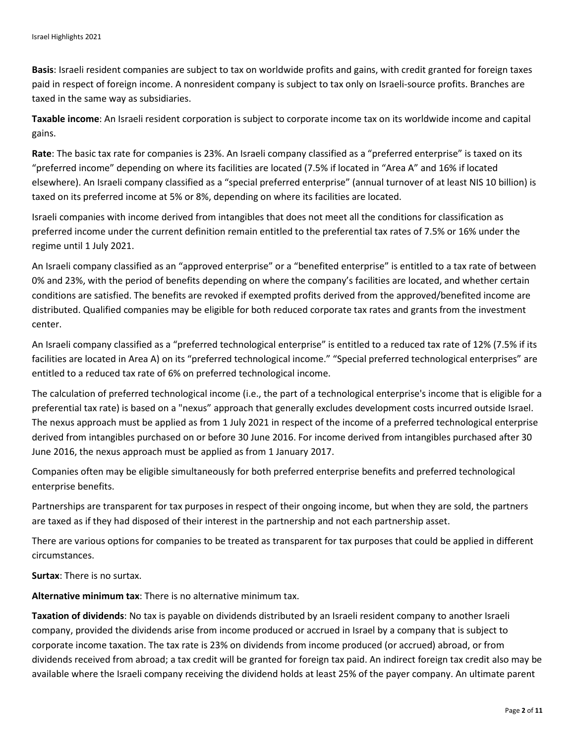**Basis**: Israeli resident companies are subject to tax on worldwide profits and gains, with credit granted for foreign taxes paid in respect of foreign income. A nonresident company is subject to tax only on Israeli-source profits. Branches are taxed in the same way as subsidiaries.

**Taxable income**: An Israeli resident corporation is subject to corporate income tax on its worldwide income and capital gains.

**Rate**: The basic tax rate for companies is 23%. An Israeli company classified as a "preferred enterprise" is taxed on its "preferred income" depending on where its facilities are located (7.5% if located in "Area A" and 16% if located elsewhere). An Israeli company classified as a "special preferred enterprise" (annual turnover of at least NIS 10 billion) is taxed on its preferred income at 5% or 8%, depending on where its facilities are located.

Israeli companies with income derived from intangibles that does not meet all the conditions for classification as preferred income under the current definition remain entitled to the preferential tax rates of 7.5% or 16% under the regime until 1 July 2021.

An Israeli company classified as an "approved enterprise" or a "benefited enterprise" is entitled to a tax rate of between 0% and 23%, with the period of benefits depending on where the company's facilities are located, and whether certain conditions are satisfied. The benefits are revoked if exempted profits derived from the approved/benefited income are distributed. Qualified companies may be eligible for both reduced corporate tax rates and grants from the investment center.

An Israeli company classified as a "preferred technological enterprise" is entitled to a reduced tax rate of 12% (7.5% if its facilities are located in Area A) on its "preferred technological income." "Special preferred technological enterprises" are entitled to a reduced tax rate of 6% on preferred technological income.

The calculation of preferred technological income (i.e., the part of a technological enterprise's income that is eligible for a preferential tax rate) is based on a "nexus" approach that generally excludes development costs incurred outside Israel. The nexus approach must be applied as from 1 July 2021 in respect of the income of a preferred technological enterprise derived from intangibles purchased on or before 30 June 2016. For income derived from intangibles purchased after 30 June 2016, the nexus approach must be applied as from 1 January 2017.

Companies often may be eligible simultaneously for both preferred enterprise benefits and preferred technological enterprise benefits.

Partnerships are transparent for tax purposes in respect of their ongoing income, but when they are sold, the partners are taxed as if they had disposed of their interest in the partnership and not each partnership asset.

There are various options for companies to be treated as transparent for tax purposes that could be applied in different circumstances.

**Surtax**: There is no surtax.

**Alternative minimum tax**: There is no alternative minimum tax.

**Taxation of dividends**: No tax is payable on dividends distributed by an Israeli resident company to another Israeli company, provided the dividends arise from income produced or accrued in Israel by a company that is subject to corporate income taxation. The tax rate is 23% on dividends from income produced (or accrued) abroad, or from dividends received from abroad; a tax credit will be granted for foreign tax paid. An indirect foreign tax credit also may be available where the Israeli company receiving the dividend holds at least 25% of the payer company. An ultimate parent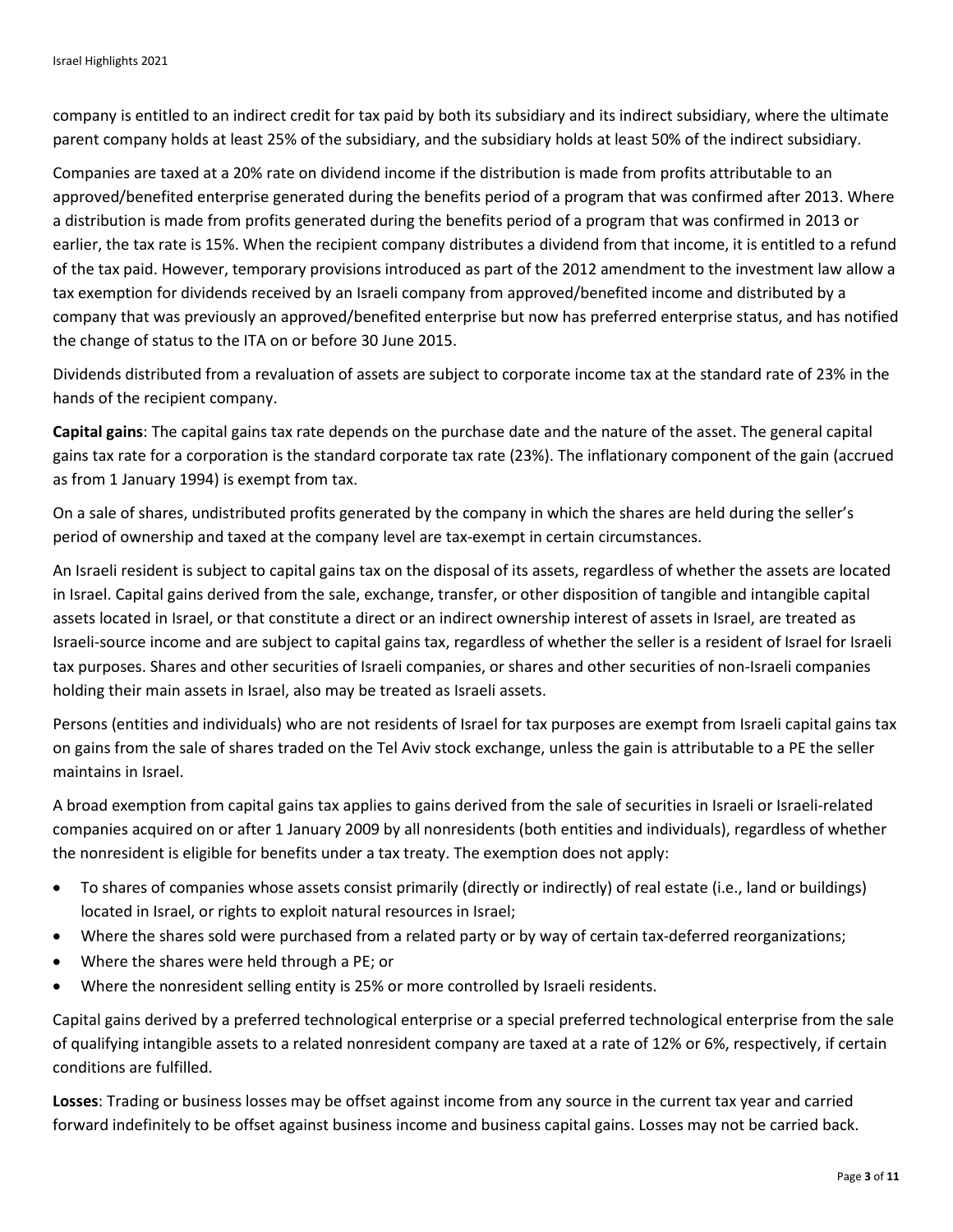company is entitled to an indirect credit for tax paid by both its subsidiary and its indirect subsidiary, where the ultimate parent company holds at least 25% of the subsidiary, and the subsidiary holds at least 50% of the indirect subsidiary.

Companies are taxed at a 20% rate on dividend income if the distribution is made from profits attributable to an approved/benefited enterprise generated during the benefits period of a program that was confirmed after 2013. Where a distribution is made from profits generated during the benefits period of a program that was confirmed in 2013 or earlier, the tax rate is 15%. When the recipient company distributes a dividend from that income, it is entitled to a refund of the tax paid. However, temporary provisions introduced as part of the 2012 amendment to the investment law allow a tax exemption for dividends received by an Israeli company from approved/benefited income and distributed by a company that was previously an approved/benefited enterprise but now has preferred enterprise status, and has notified the change of status to the ITA on or before 30 June 2015.

Dividends distributed from a revaluation of assets are subject to corporate income tax at the standard rate of 23% in the hands of the recipient company.

**Capital gains**: The capital gains tax rate depends on the purchase date and the nature of the asset. The general capital gains tax rate for a corporation is the standard corporate tax rate (23%). The inflationary component of the gain (accrued as from 1 January 1994) is exempt from tax.

On a sale of shares, undistributed profits generated by the company in which the shares are held during the seller's period of ownership and taxed at the company level are tax-exempt in certain circumstances.

An Israeli resident is subject to capital gains tax on the disposal of its assets, regardless of whether the assets are located in Israel. Capital gains derived from the sale, exchange, transfer, or other disposition of tangible and intangible capital assets located in Israel, or that constitute a direct or an indirect ownership interest of assets in Israel, are treated as Israeli-source income and are subject to capital gains tax, regardless of whether the seller is a resident of Israel for Israeli tax purposes. Shares and other securities of Israeli companies, or shares and other securities of non-Israeli companies holding their main assets in Israel, also may be treated as Israeli assets.

Persons (entities and individuals) who are not residents of Israel for tax purposes are exempt from Israeli capital gains tax on gains from the sale of shares traded on the Tel Aviv stock exchange, unless the gain is attributable to a PE the seller maintains in Israel.

A broad exemption from capital gains tax applies to gains derived from the sale of securities in Israeli or Israeli-related companies acquired on or after 1 January 2009 by all nonresidents (both entities and individuals), regardless of whether the nonresident is eligible for benefits under a tax treaty. The exemption does not apply:

- To shares of companies whose assets consist primarily (directly or indirectly) of real estate (i.e., land or buildings) located in Israel, or rights to exploit natural resources in Israel;
- Where the shares sold were purchased from a related party or by way of certain tax-deferred reorganizations;
- Where the shares were held through a PE; or
- Where the nonresident selling entity is 25% or more controlled by Israeli residents.

Capital gains derived by a preferred technological enterprise or a special preferred technological enterprise from the sale of qualifying intangible assets to a related nonresident company are taxed at a rate of 12% or 6%, respectively, if certain conditions are fulfilled.

**Losses**: Trading or business losses may be offset against income from any source in the current tax year and carried forward indefinitely to be offset against business income and business capital gains. Losses may not be carried back.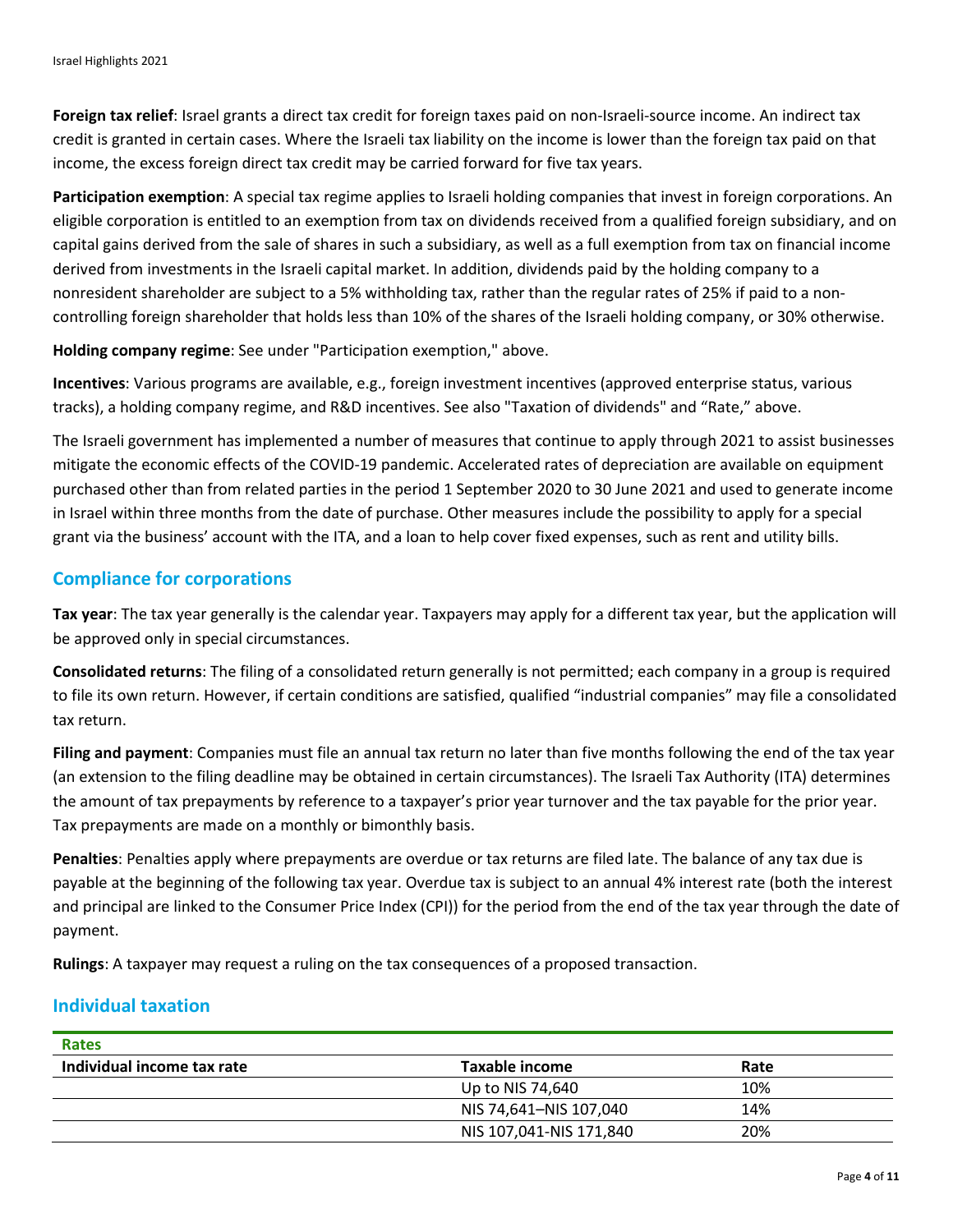**Foreign tax relief**: Israel grants a direct tax credit for foreign taxes paid on non-Israeli-source income. An indirect tax credit is granted in certain cases. Where the Israeli tax liability on the income is lower than the foreign tax paid on that income, the excess foreign direct tax credit may be carried forward for five tax years.

**Participation exemption**: A special tax regime applies to Israeli holding companies that invest in foreign corporations. An eligible corporation is entitled to an exemption from tax on dividends received from a qualified foreign subsidiary, and on capital gains derived from the sale of shares in such a subsidiary, as well as a full exemption from tax on financial income derived from investments in the Israeli capital market. In addition, dividends paid by the holding company to a nonresident shareholder are subject to a 5% withholding tax, rather than the regular rates of 25% if paid to a non-controlling foreign shareholder that holds less than 10% of the shares of the Israeli holding company, or 30% otherwise.

**Holding company regime**: See under "Participation exemption," above.

**Incentives**: Various programs are available, e.g., foreign investment incentives (approved enterprise status, various tracks), a holding company regime, and R&D incentives. See also "Taxation of dividends" and "Rate," above.

The Israeli government has implemented a number of measures that continue to apply through 2021 to assist businesses mitigate the economic effects of the COVID-19 pandemic. Accelerated rates of depreciation are available on equipment purchased other than from related parties in the period 1 September 2020 to 30 June 2021 and used to generate income in Israel within three months from the date of purchase. Other measures include the possibility to apply for a special grant via the business' account with the ITA, and a loan to help cover fixed expenses, such as rent and utility bills.

## Compliance for corporations

**Tax year**: The tax year generally is the calendar year. Taxpayers may apply for a different tax year, but the application will be approved only in special circumstances.

**Consolidated returns**: The filing of a consolidated return generally is not permitted; each company in a group is required to file its own return. However, if certain conditions are satisfied, qualified "industrial companies" may file a consolidated tax return.

**Filing and payment**: Companies must file an annual tax return no later than five months following the end of the tax year (an extension to the filing deadline may be obtained in certain circumstances). The Israeli Tax Authority (ITA) determines the amount of tax prepayments by reference to a taxpayer's prior year turnover and the tax payable for the prior year. Tax prepayments are made on a monthly or bimonthly basis.

**Penalties**: Penalties apply where prepayments are overdue or tax returns are filed late. The balance of any tax due is payable at the beginning of the following tax year. Overdue tax is subject to an annual 4% interest rate (both the interest and principal are linked to the Consumer Price Index (CPI)) for the period from the end of the tax year through the date of payment.

**Rulings**: A taxpayer may request a ruling on the tax consequences of a proposed transaction.

## Individual taxation

| Rates | | |
|---|---|---|
| **Individual income tax rate** | **Taxable income** | **Rate** |
| | Up to NIS 74,640 | 10% |
| | NIS 74,641–NIS 107,040 | 14% |
| | NIS 107,041-NIS 171,840 | 20% |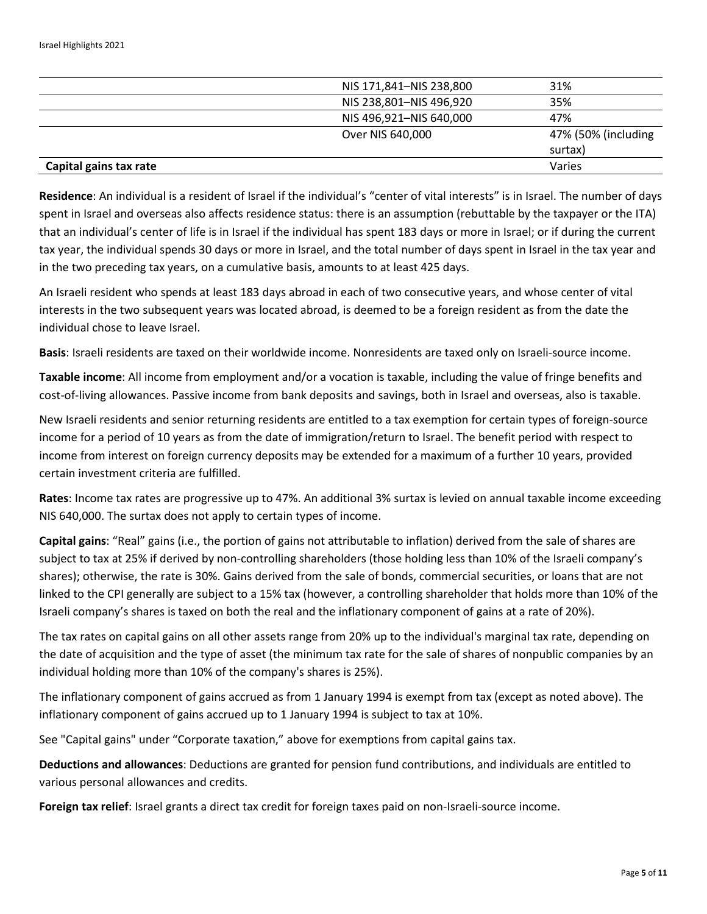| | | |
|---|---|---|
| | NIS 171,841–NIS 238,800 | 31% |
| | NIS 238,801–NIS 496,920 | 35% |
| | NIS 496,921–NIS 640,000 | 47% |
| | Over NIS 640,000 | 47% (50% (including surtax) |
| **Capital gains tax rate** | | Varies |

**Residence**: An individual is a resident of Israel if the individual's "center of vital interests" is in Israel. The number of days spent in Israel and overseas also affects residence status: there is an assumption (rebuttable by the taxpayer or the ITA) that an individual's center of life is in Israel if the individual has spent 183 days or more in Israel; or if during the current tax year, the individual spends 30 days or more in Israel, and the total number of days spent in Israel in the tax year and in the two preceding tax years, on a cumulative basis, amounts to at least 425 days.

An Israeli resident who spends at least 183 days abroad in each of two consecutive years, and whose center of vital interests in the two subsequent years was located abroad, is deemed to be a foreign resident as from the date the individual chose to leave Israel.

**Basis**: Israeli residents are taxed on their worldwide income. Nonresidents are taxed only on Israeli-source income.

**Taxable income**: All income from employment and/or a vocation is taxable, including the value of fringe benefits and cost-of-living allowances. Passive income from bank deposits and savings, both in Israel and overseas, also is taxable.

New Israeli residents and senior returning residents are entitled to a tax exemption for certain types of foreign-source income for a period of 10 years as from the date of immigration/return to Israel. The benefit period with respect to income from interest on foreign currency deposits may be extended for a maximum of a further 10 years, provided certain investment criteria are fulfilled.

**Rates**: Income tax rates are progressive up to 47%. An additional 3% surtax is levied on annual taxable income exceeding NIS 640,000. The surtax does not apply to certain types of income.

**Capital gains**: "Real" gains (i.e., the portion of gains not attributable to inflation) derived from the sale of shares are subject to tax at 25% if derived by non-controlling shareholders (those holding less than 10% of the Israeli company's shares); otherwise, the rate is 30%. Gains derived from the sale of bonds, commercial securities, or loans that are not linked to the CPI generally are subject to a 15% tax (however, a controlling shareholder that holds more than 10% of the Israeli company's shares is taxed on both the real and the inflationary component of gains at a rate of 20%).

The tax rates on capital gains on all other assets range from 20% up to the individual's marginal tax rate, depending on the date of acquisition and the type of asset (the minimum tax rate for the sale of shares of nonpublic companies by an individual holding more than 10% of the company's shares is 25%).

The inflationary component of gains accrued as from 1 January 1994 is exempt from tax (except as noted above). The inflationary component of gains accrued up to 1 January 1994 is subject to tax at 10%.

See "Capital gains" under "Corporate taxation," above for exemptions from capital gains tax.

**Deductions and allowances**: Deductions are granted for pension fund contributions, and individuals are entitled to various personal allowances and credits.

**Foreign tax relief**: Israel grants a direct tax credit for foreign taxes paid on non-Israeli-source income.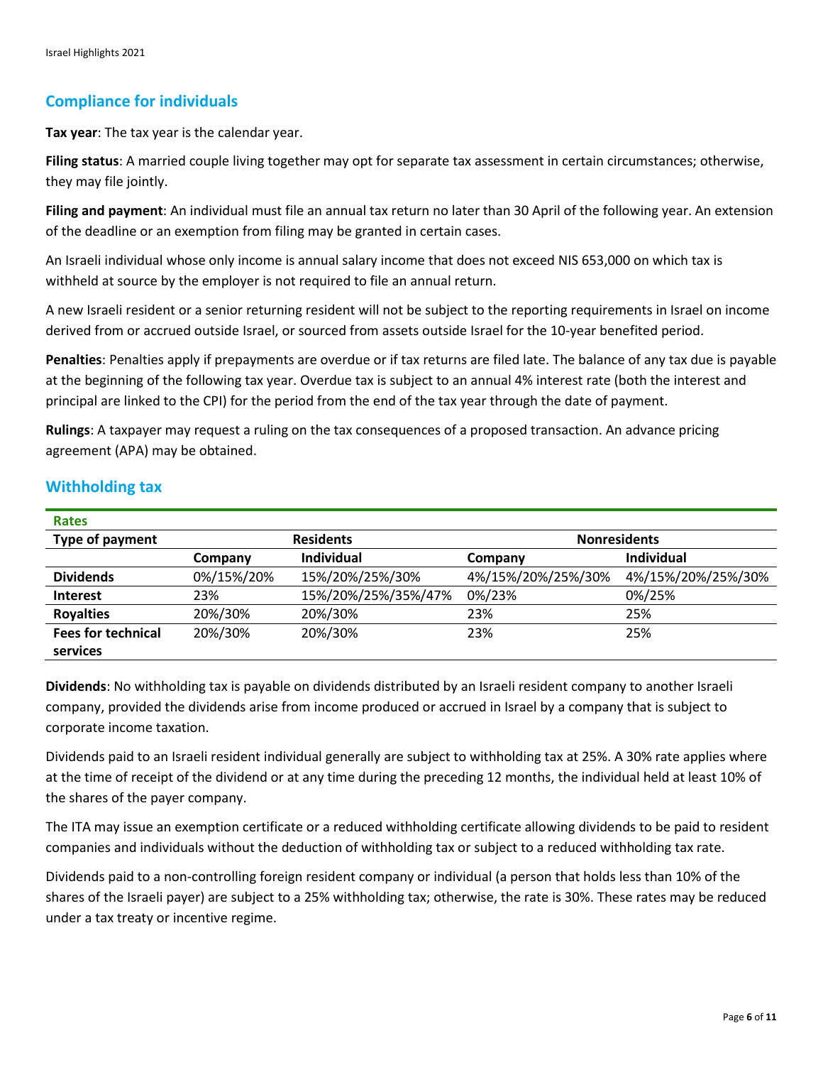## Compliance for individuals

**Tax year**: The tax year is the calendar year.

**Filing status**: A married couple living together may opt for separate tax assessment in certain circumstances; otherwise, they may file jointly.

**Filing and payment**: An individual must file an annual tax return no later than 30 April of the following year. An extension of the deadline or an exemption from filing may be granted in certain cases.

An Israeli individual whose only income is annual salary income that does not exceed NIS 653,000 on which tax is withheld at source by the employer is not required to file an annual return.

A new Israeli resident or a senior returning resident will not be subject to the reporting requirements in Israel on income derived from or accrued outside Israel, or sourced from assets outside Israel for the 10-year benefited period.

**Penalties**: Penalties apply if prepayments are overdue or if tax returns are filed late. The balance of any tax due is payable at the beginning of the following tax year. Overdue tax is subject to an annual 4% interest rate (both the interest and principal are linked to the CPI) for the period from the end of the tax year through the date of payment.

**Rulings**: A taxpayer may request a ruling on the tax consequences of a proposed transaction. An advance pricing agreement (APA) may be obtained.

## Withholding tax

**Rates**

| Type of payment | Residents | | Nonresidents | |
|---|---|---|---|---|
| | **Company** | **Individual** | **Company** | **Individual** |
| **Dividends** | 0%/15%/20% | 15%/20%/25%/30% | 4%/15%/20%/25%/30% | 4%/15%/20%/25%/30% |
| **Interest** | 23% | 15%/20%/25%/35%/47% | 0%/23% | 0%/25% |
| **Royalties** | 20%/30% | 20%/30% | 23% | 25% |
| **Fees for technical services** | 20%/30% | 20%/30% | 23% | 25% |

**Dividends**: No withholding tax is payable on dividends distributed by an Israeli resident company to another Israeli company, provided the dividends arise from income produced or accrued in Israel by a company that is subject to corporate income taxation.

Dividends paid to an Israeli resident individual generally are subject to withholding tax at 25%. A 30% rate applies where at the time of receipt of the dividend or at any time during the preceding 12 months, the individual held at least 10% of the shares of the payer company.

The ITA may issue an exemption certificate or a reduced withholding certificate allowing dividends to be paid to resident companies and individuals without the deduction of withholding tax or subject to a reduced withholding tax rate.

Dividends paid to a non-controlling foreign resident company or individual (a person that holds less than 10% of the shares of the Israeli payer) are subject to a 25% withholding tax; otherwise, the rate is 30%. These rates may be reduced under a tax treaty or incentive regime.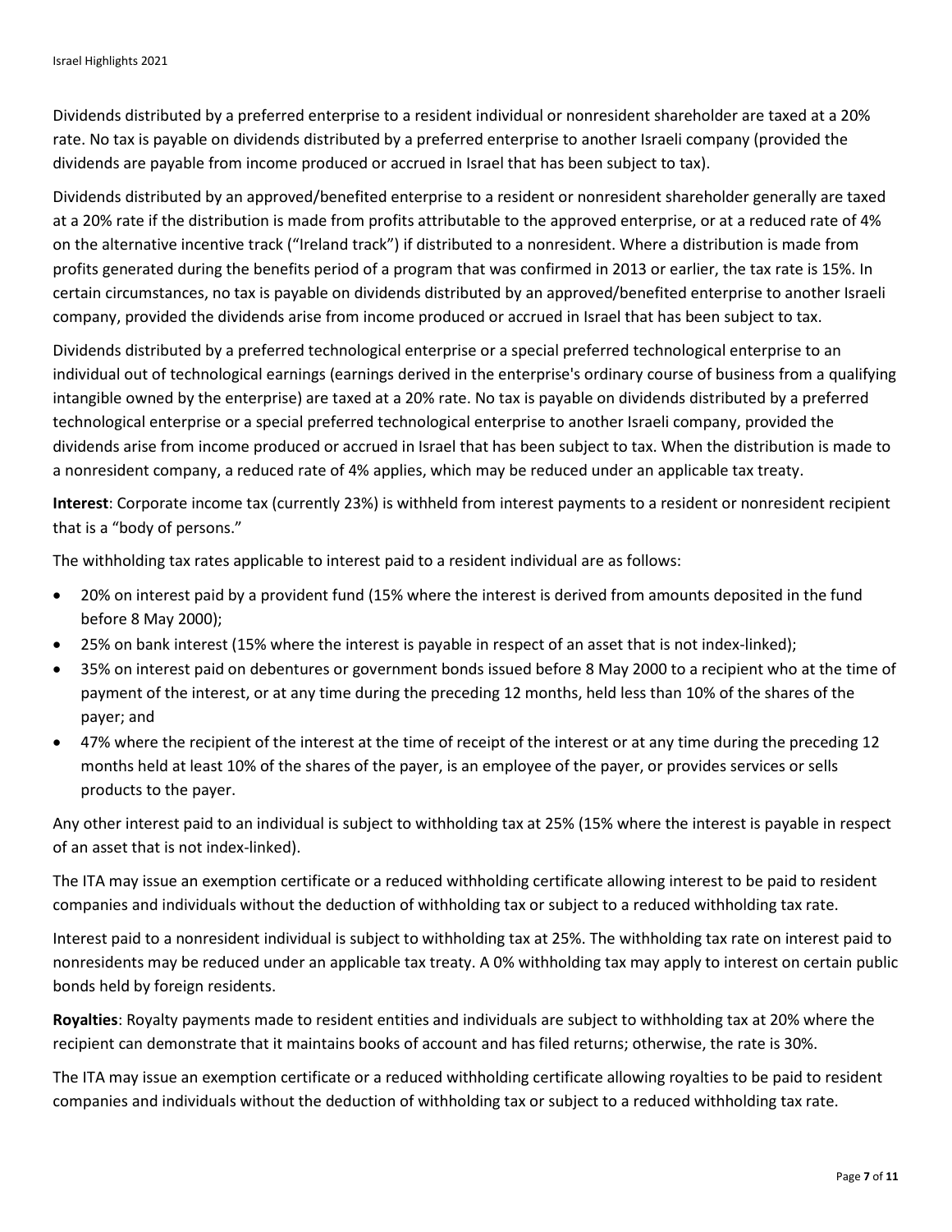Dividends distributed by a preferred enterprise to a resident individual or nonresident shareholder are taxed at a 20% rate. No tax is payable on dividends distributed by a preferred enterprise to another Israeli company (provided the dividends are payable from income produced or accrued in Israel that has been subject to tax).

Dividends distributed by an approved/benefited enterprise to a resident or nonresident shareholder generally are taxed at a 20% rate if the distribution is made from profits attributable to the approved enterprise, or at a reduced rate of 4% on the alternative incentive track ("Ireland track") if distributed to a nonresident. Where a distribution is made from profits generated during the benefits period of a program that was confirmed in 2013 or earlier, the tax rate is 15%. In certain circumstances, no tax is payable on dividends distributed by an approved/benefited enterprise to another Israeli company, provided the dividends arise from income produced or accrued in Israel that has been subject to tax.

Dividends distributed by a preferred technological enterprise or a special preferred technological enterprise to an individual out of technological earnings (earnings derived in the enterprise's ordinary course of business from a qualifying intangible owned by the enterprise) are taxed at a 20% rate. No tax is payable on dividends distributed by a preferred technological enterprise or a special preferred technological enterprise to another Israeli company, provided the dividends arise from income produced or accrued in Israel that has been subject to tax. When the distribution is made to a nonresident company, a reduced rate of 4% applies, which may be reduced under an applicable tax treaty.

**Interest**: Corporate income tax (currently 23%) is withheld from interest payments to a resident or nonresident recipient that is a "body of persons."

The withholding tax rates applicable to interest paid to a resident individual are as follows:

- 20% on interest paid by a provident fund (15% where the interest is derived from amounts deposited in the fund before 8 May 2000);
- 25% on bank interest (15% where the interest is payable in respect of an asset that is not index-linked);
- 35% on interest paid on debentures or government bonds issued before 8 May 2000 to a recipient who at the time of payment of the interest, or at any time during the preceding 12 months, held less than 10% of the shares of the payer; and
- 47% where the recipient of the interest at the time of receipt of the interest or at any time during the preceding 12 months held at least 10% of the shares of the payer, is an employee of the payer, or provides services or sells products to the payer.

Any other interest paid to an individual is subject to withholding tax at 25% (15% where the interest is payable in respect of an asset that is not index-linked).

The ITA may issue an exemption certificate or a reduced withholding certificate allowing interest to be paid to resident companies and individuals without the deduction of withholding tax or subject to a reduced withholding tax rate.

Interest paid to a nonresident individual is subject to withholding tax at 25%. The withholding tax rate on interest paid to nonresidents may be reduced under an applicable tax treaty. A 0% withholding tax may apply to interest on certain public bonds held by foreign residents.

**Royalties**: Royalty payments made to resident entities and individuals are subject to withholding tax at 20% where the recipient can demonstrate that it maintains books of account and has filed returns; otherwise, the rate is 30%.

The ITA may issue an exemption certificate or a reduced withholding certificate allowing royalties to be paid to resident companies and individuals without the deduction of withholding tax or subject to a reduced withholding tax rate.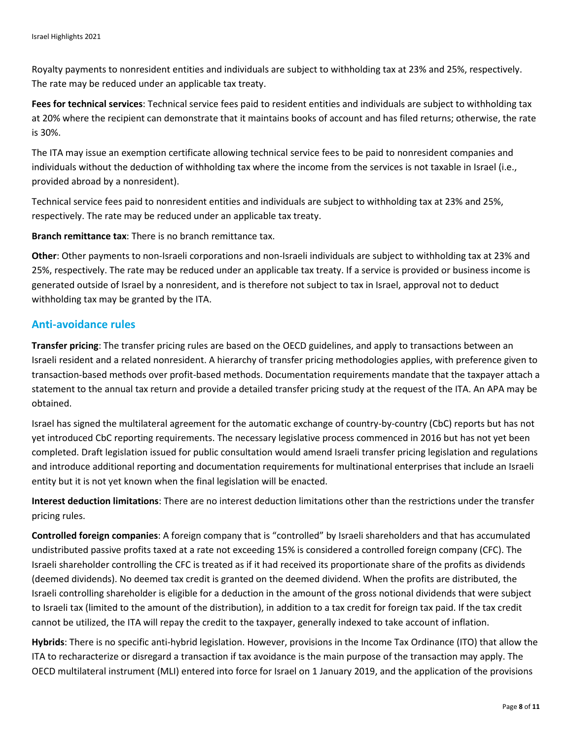Royalty payments to nonresident entities and individuals are subject to withholding tax at 23% and 25%, respectively. The rate may be reduced under an applicable tax treaty.

**Fees for technical services**: Technical service fees paid to resident entities and individuals are subject to withholding tax at 20% where the recipient can demonstrate that it maintains books of account and has filed returns; otherwise, the rate is 30%.

The ITA may issue an exemption certificate allowing technical service fees to be paid to nonresident companies and individuals without the deduction of withholding tax where the income from the services is not taxable in Israel (i.e., provided abroad by a nonresident).

Technical service fees paid to nonresident entities and individuals are subject to withholding tax at 23% and 25%, respectively. The rate may be reduced under an applicable tax treaty.

**Branch remittance tax**: There is no branch remittance tax.

**Other**: Other payments to non-Israeli corporations and non-Israeli individuals are subject to withholding tax at 23% and 25%, respectively. The rate may be reduced under an applicable tax treaty. If a service is provided or business income is generated outside of Israel by a nonresident, and is therefore not subject to tax in Israel, approval not to deduct withholding tax may be granted by the ITA.

## Anti-avoidance rules

**Transfer pricing**: The transfer pricing rules are based on the OECD guidelines, and apply to transactions between an Israeli resident and a related nonresident. A hierarchy of transfer pricing methodologies applies, with preference given to transaction-based methods over profit-based methods. Documentation requirements mandate that the taxpayer attach a statement to the annual tax return and provide a detailed transfer pricing study at the request of the ITA. An APA may be obtained.

Israel has signed the multilateral agreement for the automatic exchange of country-by-country (CbC) reports but has not yet introduced CbC reporting requirements. The necessary legislative process commenced in 2016 but has not yet been completed. Draft legislation issued for public consultation would amend Israeli transfer pricing legislation and regulations and introduce additional reporting and documentation requirements for multinational enterprises that include an Israeli entity but it is not yet known when the final legislation will be enacted.

**Interest deduction limitations**: There are no interest deduction limitations other than the restrictions under the transfer pricing rules.

**Controlled foreign companies**: A foreign company that is "controlled" by Israeli shareholders and that has accumulated undistributed passive profits taxed at a rate not exceeding 15% is considered a controlled foreign company (CFC). The Israeli shareholder controlling the CFC is treated as if it had received its proportionate share of the profits as dividends (deemed dividends). No deemed tax credit is granted on the deemed dividend. When the profits are distributed, the Israeli controlling shareholder is eligible for a deduction in the amount of the gross notional dividends that were subject to Israeli tax (limited to the amount of the distribution), in addition to a tax credit for foreign tax paid. If the tax credit cannot be utilized, the ITA will repay the credit to the taxpayer, generally indexed to take account of inflation.

**Hybrids**: There is no specific anti-hybrid legislation. However, provisions in the Income Tax Ordinance (ITO) that allow the ITA to recharacterize or disregard a transaction if tax avoidance is the main purpose of the transaction may apply. The OECD multilateral instrument (MLI) entered into force for Israel on 1 January 2019, and the application of the provisions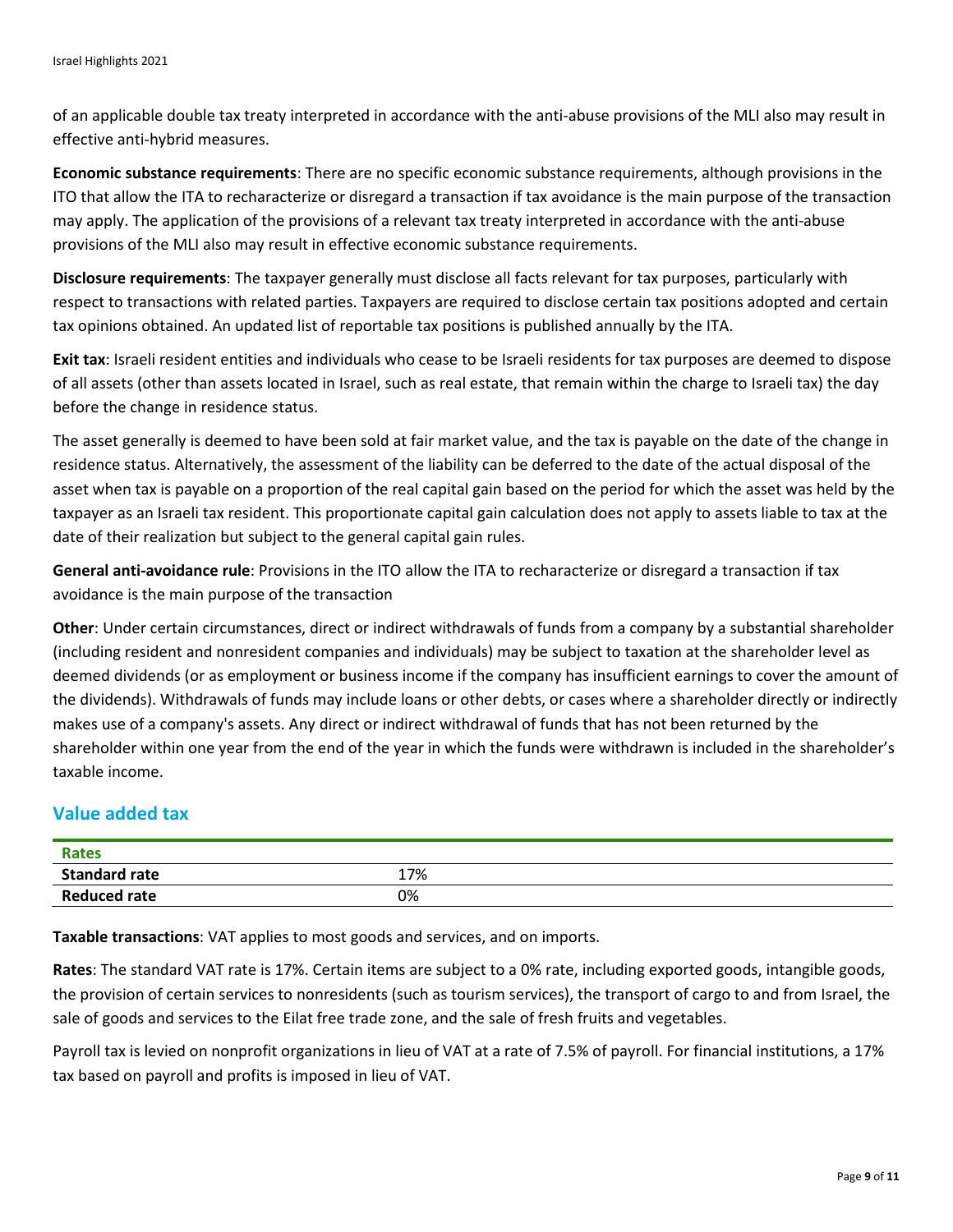of an applicable double tax treaty interpreted in accordance with the anti-abuse provisions of the MLI also may result in effective anti-hybrid measures.

**Economic substance requirements**: There are no specific economic substance requirements, although provisions in the ITO that allow the ITA to recharacterize or disregard a transaction if tax avoidance is the main purpose of the transaction may apply. The application of the provisions of a relevant tax treaty interpreted in accordance with the anti-abuse provisions of the MLI also may result in effective economic substance requirements.

**Disclosure requirements**: The taxpayer generally must disclose all facts relevant for tax purposes, particularly with respect to transactions with related parties. Taxpayers are required to disclose certain tax positions adopted and certain tax opinions obtained. An updated list of reportable tax positions is published annually by the ITA.

**Exit tax**: Israeli resident entities and individuals who cease to be Israeli residents for tax purposes are deemed to dispose of all assets (other than assets located in Israel, such as real estate, that remain within the charge to Israeli tax) the day before the change in residence status.

The asset generally is deemed to have been sold at fair market value, and the tax is payable on the date of the change in residence status. Alternatively, the assessment of the liability can be deferred to the date of the actual disposal of the asset when tax is payable on a proportion of the real capital gain based on the period for which the asset was held by the taxpayer as an Israeli tax resident. This proportionate capital gain calculation does not apply to assets liable to tax at the date of their realization but subject to the general capital gain rules.

**General anti-avoidance rule**: Provisions in the ITO allow the ITA to recharacterize or disregard a transaction if tax avoidance is the main purpose of the transaction

**Other**: Under certain circumstances, direct or indirect withdrawals of funds from a company by a substantial shareholder (including resident and nonresident companies and individuals) may be subject to taxation at the shareholder level as deemed dividends (or as employment or business income if the company has insufficient earnings to cover the amount of the dividends). Withdrawals of funds may include loans or other debts, or cases where a shareholder directly or indirectly makes use of a company's assets. Any direct or indirect withdrawal of funds that has not been returned by the shareholder within one year from the end of the year in which the funds were withdrawn is included in the shareholder's taxable income.

## Value added tax

| Rates | |
|---|---|
| **Standard rate** | 17% |
| **Reduced rate** | 0% |

**Taxable transactions**: VAT applies to most goods and services, and on imports.

**Rates**: The standard VAT rate is 17%. Certain items are subject to a 0% rate, including exported goods, intangible goods, the provision of certain services to nonresidents (such as tourism services), the transport of cargo to and from Israel, the sale of goods and services to the Eilat free trade zone, and the sale of fresh fruits and vegetables.

Payroll tax is levied on nonprofit organizations in lieu of VAT at a rate of 7.5% of payroll. For financial institutions, a 17% tax based on payroll and profits is imposed in lieu of VAT.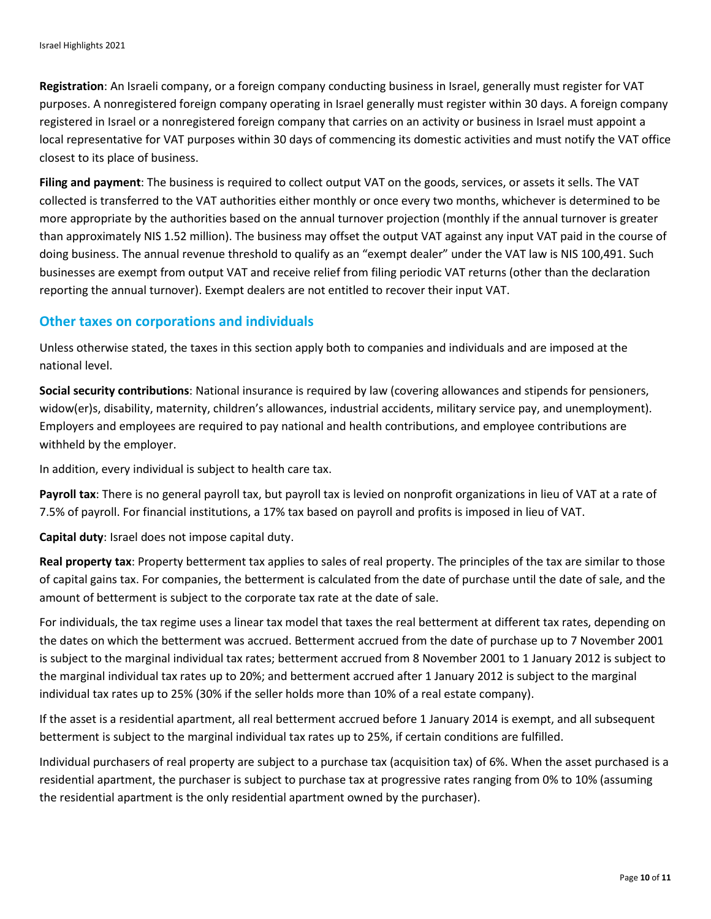**Registration**: An Israeli company, or a foreign company conducting business in Israel, generally must register for VAT purposes. A nonregistered foreign company operating in Israel generally must register within 30 days. A foreign company registered in Israel or a nonregistered foreign company that carries on an activity or business in Israel must appoint a local representative for VAT purposes within 30 days of commencing its domestic activities and must notify the VAT office closest to its place of business.

**Filing and payment**: The business is required to collect output VAT on the goods, services, or assets it sells. The VAT collected is transferred to the VAT authorities either monthly or once every two months, whichever is determined to be more appropriate by the authorities based on the annual turnover projection (monthly if the annual turnover is greater than approximately NIS 1.52 million). The business may offset the output VAT against any input VAT paid in the course of doing business. The annual revenue threshold to qualify as an "exempt dealer" under the VAT law is NIS 100,491. Such businesses are exempt from output VAT and receive relief from filing periodic VAT returns (other than the declaration reporting the annual turnover). Exempt dealers are not entitled to recover their input VAT.

## Other taxes on corporations and individuals

Unless otherwise stated, the taxes in this section apply both to companies and individuals and are imposed at the national level.

**Social security contributions**: National insurance is required by law (covering allowances and stipends for pensioners, widow(er)s, disability, maternity, children's allowances, industrial accidents, military service pay, and unemployment). Employers and employees are required to pay national and health contributions, and employee contributions are withheld by the employer.

In addition, every individual is subject to health care tax.

**Payroll tax**: There is no general payroll tax, but payroll tax is levied on nonprofit organizations in lieu of VAT at a rate of 7.5% of payroll. For financial institutions, a 17% tax based on payroll and profits is imposed in lieu of VAT.

**Capital duty**: Israel does not impose capital duty.

**Real property tax**: Property betterment tax applies to sales of real property. The principles of the tax are similar to those of capital gains tax. For companies, the betterment is calculated from the date of purchase until the date of sale, and the amount of betterment is subject to the corporate tax rate at the date of sale.

For individuals, the tax regime uses a linear tax model that taxes the real betterment at different tax rates, depending on the dates on which the betterment was accrued. Betterment accrued from the date of purchase up to 7 November 2001 is subject to the marginal individual tax rates; betterment accrued from 8 November 2001 to 1 January 2012 is subject to the marginal individual tax rates up to 20%; and betterment accrued after 1 January 2012 is subject to the marginal individual tax rates up to 25% (30% if the seller holds more than 10% of a real estate company).

If the asset is a residential apartment, all real betterment accrued before 1 January 2014 is exempt, and all subsequent betterment is subject to the marginal individual tax rates up to 25%, if certain conditions are fulfilled.

Individual purchasers of real property are subject to a purchase tax (acquisition tax) of 6%. When the asset purchased is a residential apartment, the purchaser is subject to purchase tax at progressive rates ranging from 0% to 10% (assuming the residential apartment is the only residential apartment owned by the purchaser).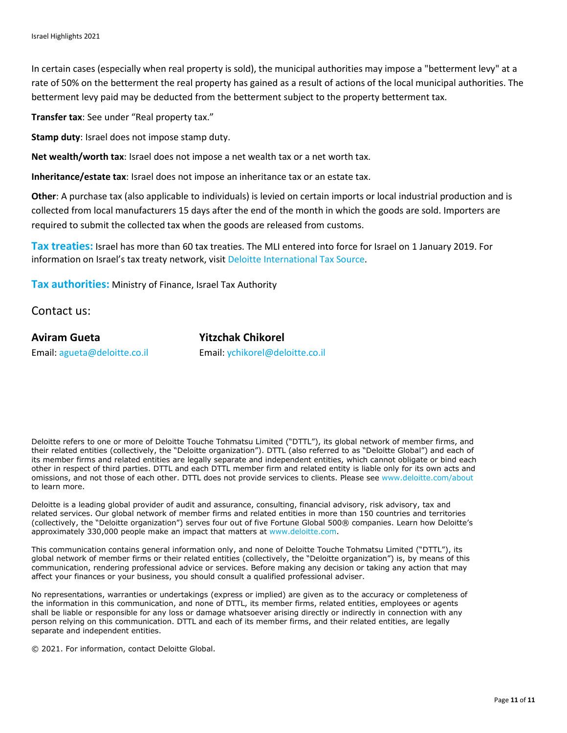In certain cases (especially when real property is sold), the municipal authorities may impose a "betterment levy" at a rate of 50% on the betterment the real property has gained as a result of actions of the local municipal authorities. The betterment levy paid may be deducted from the betterment subject to the property betterment tax.

**Transfer tax**: See under "Real property tax."

**Stamp duty**: Israel does not impose stamp duty.

**Net wealth/worth tax**: Israel does not impose a net wealth tax or a net worth tax.

**Inheritance/estate tax**: Israel does not impose an inheritance tax or an estate tax.

**Other**: A purchase tax (also applicable to individuals) is levied on certain imports or local industrial production and is collected from local manufacturers 15 days after the end of the month in which the goods are sold. Importers are required to submit the collected tax when the goods are released from customs.

**Tax treaties:** Israel has more than 60 tax treaties. The MLI entered into force for Israel on 1 January 2019. For information on Israel's tax treaty network, visit Deloitte International Tax Source.

**Tax authorities:** Ministry of Finance, Israel Tax Authority

## Contact us:

**Aviram Gueta**
Email: agueta@deloitte.co.il

**Yitzchak Chikorel**
Email: ychikorel@deloitte.co.il

Deloitte refers to one or more of Deloitte Touche Tohmatsu Limited ("DTTL"), its global network of member firms, and their related entities (collectively, the "Deloitte organization"). DTTL (also referred to as "Deloitte Global") and each of its member firms and related entities are legally separate and independent entities, which cannot obligate or bind each other in respect of third parties. DTTL and each DTTL member firm and related entity is liable only for its own acts and omissions, and not those of each other. DTTL does not provide services to clients. Please see www.deloitte.com/about to learn more.

Deloitte is a leading global provider of audit and assurance, consulting, financial advisory, risk advisory, tax and related services. Our global network of member firms and related entities in more than 150 countries and territories (collectively, the "Deloitte organization") serves four out of five Fortune Global 500® companies. Learn how Deloitte's approximately 330,000 people make an impact that matters at www.deloitte.com.

This communication contains general information only, and none of Deloitte Touche Tohmatsu Limited ("DTTL"), its global network of member firms or their related entities (collectively, the "Deloitte organization") is, by means of this communication, rendering professional advice or services. Before making any decision or taking any action that may affect your finances or your business, you should consult a qualified professional adviser.

No representations, warranties or undertakings (express or implied) are given as to the accuracy or completeness of the information in this communication, and none of DTTL, its member firms, related entities, employees or agents shall be liable or responsible for any loss or damage whatsoever arising directly or indirectly in connection with any person relying on this communication. DTTL and each of its member firms, and their related entities, are legally separate and independent entities.

© 2021. For information, contact Deloitte Global.